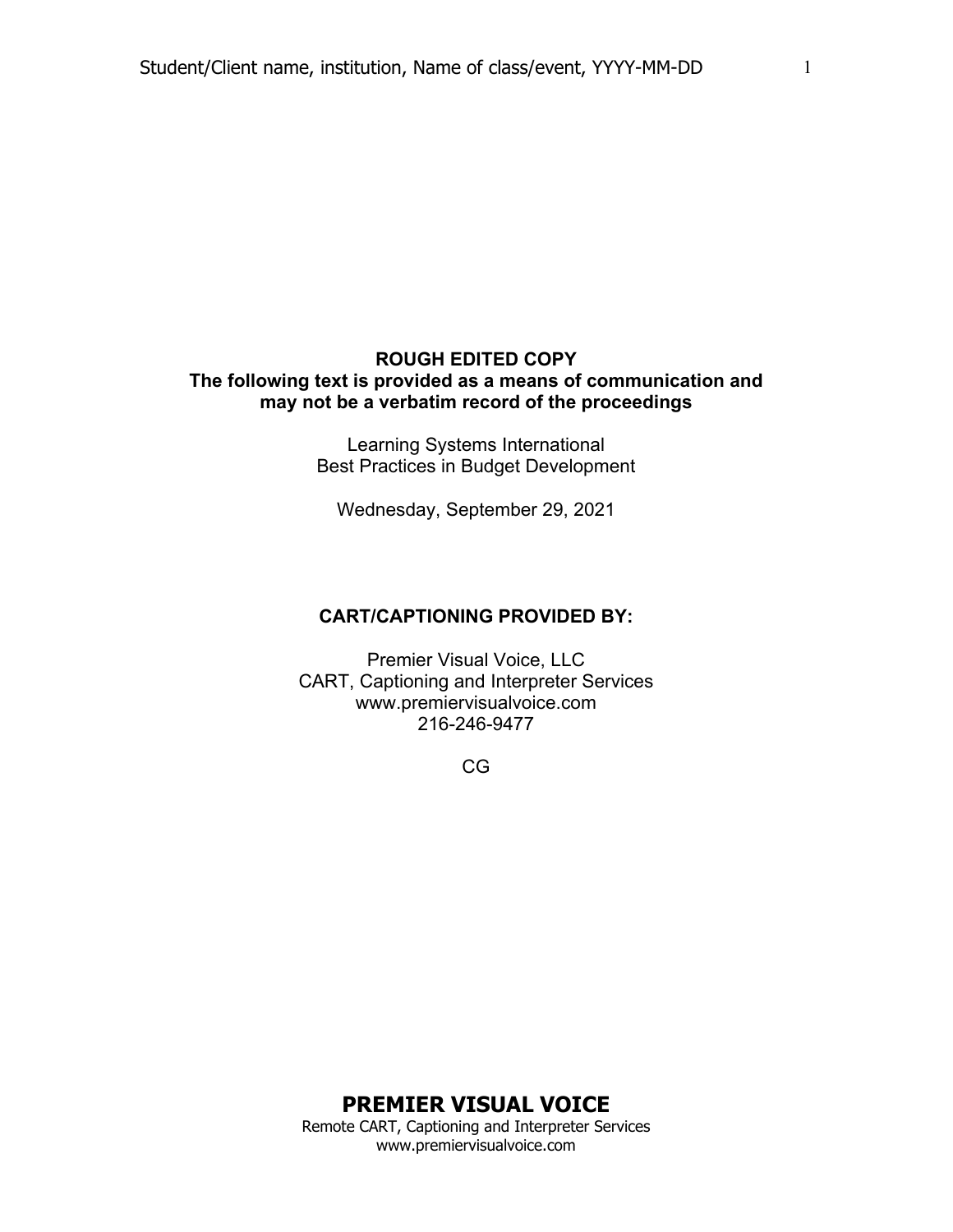**ROUGH EDITED COPY**
**The following text is provided as a means of communication and may not be a verbatim record of the proceedings**

Learning Systems International
Best Practices in Budget Development

Wednesday, September 29, 2021

**CART/CAPTIONING PROVIDED BY:**

Premier Visual Voice, LLC
CART, Captioning and Interpreter Services
www.premiervisualvoice.com
216-246-9477

CG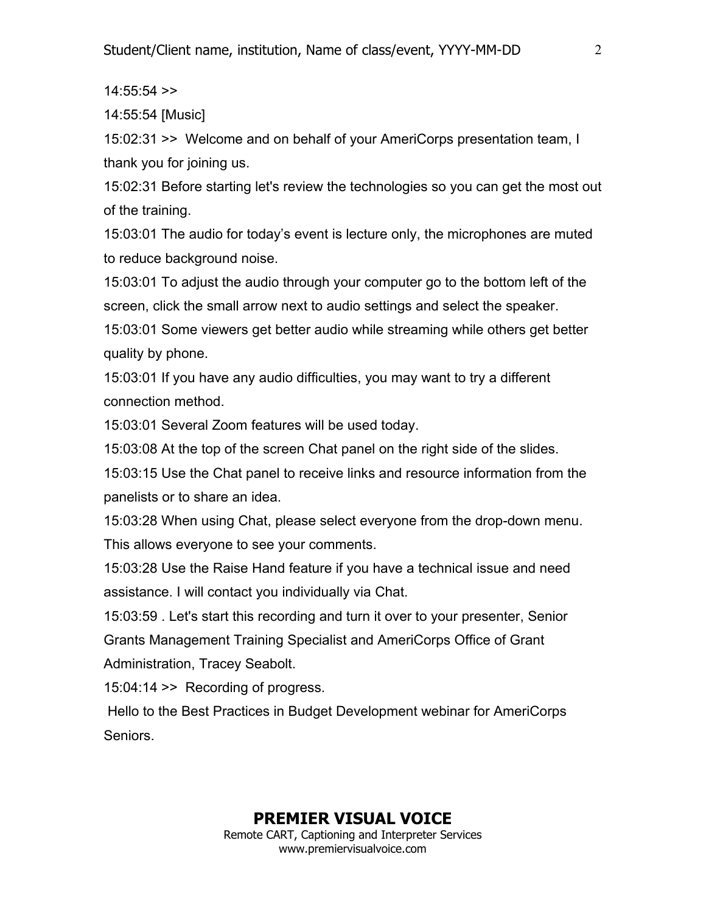14:55:54 >>

14:55:54 [Music]

15:02:31 >>  Welcome and on behalf of your AmeriCorps presentation team, I thank you for joining us.

15:02:31 Before starting let's review the technologies so you can get the most out of the training.

15:03:01 The audio for today's event is lecture only, the microphones are muted to reduce background noise.

15:03:01 To adjust the audio through your computer go to the bottom left of the screen, click the small arrow next to audio settings and select the speaker.

15:03:01 Some viewers get better audio while streaming while others get better quality by phone.

15:03:01 If you have any audio difficulties, you may want to try a different connection method.

15:03:01 Several Zoom features will be used today.

15:03:08 At the top of the screen Chat panel on the right side of the slides.

15:03:15 Use the Chat panel to receive links and resource information from the panelists or to share an idea.

15:03:28 When using Chat, please select everyone from the drop-down menu. This allows everyone to see your comments.

15:03:28 Use the Raise Hand feature if you have a technical issue and need assistance. I will contact you individually via Chat.

15:03:59 . Let's start this recording and turn it over to your presenter, Senior Grants Management Training Specialist and AmeriCorps Office of Grant Administration, Tracey Seabolt.

15:04:14 >>  Recording of progress.

Hello to the Best Practices in Budget Development webinar for AmeriCorps Seniors.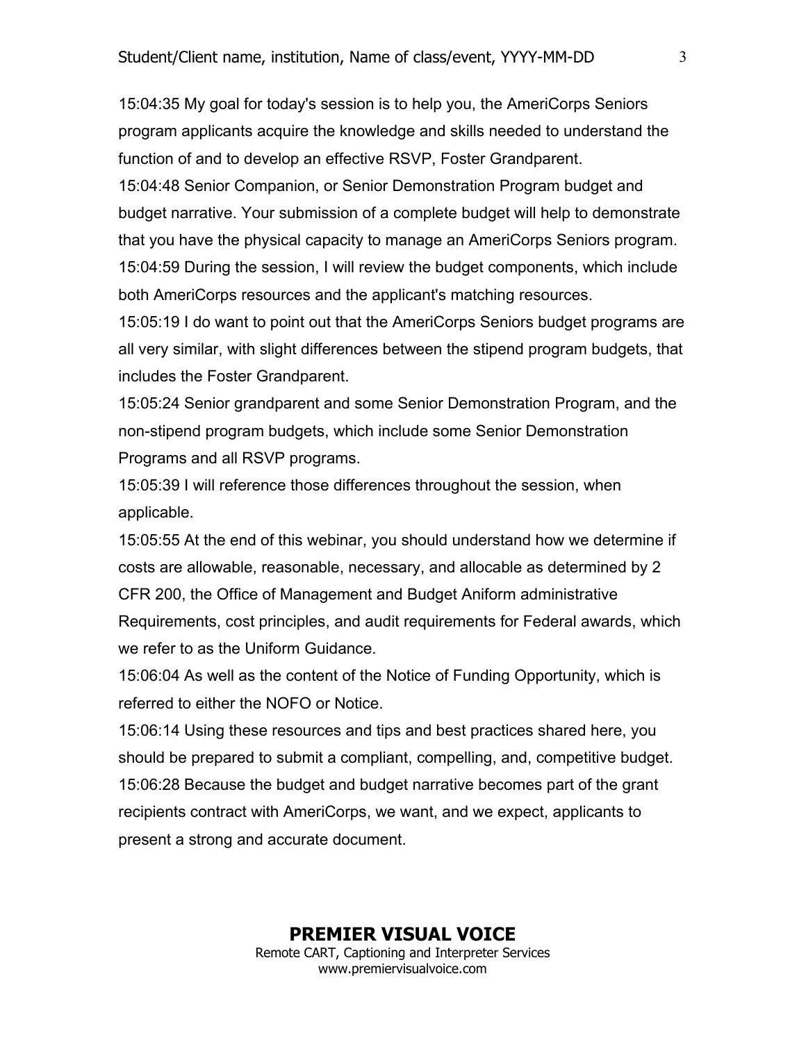15:04:35 My goal for today's session is to help you, the AmeriCorps Seniors program applicants acquire the knowledge and skills needed to understand the function of and to develop an effective RSVP, Foster Grandparent.

15:04:48 Senior Companion, or Senior Demonstration Program budget and budget narrative. Your submission of a complete budget will help to demonstrate that you have the physical capacity to manage an AmeriCorps Seniors program.

15:04:59 During the session, I will review the budget components, which include both AmeriCorps resources and the applicant's matching resources.

15:05:19 I do want to point out that the AmeriCorps Seniors budget programs are all very similar, with slight differences between the stipend program budgets, that includes the Foster Grandparent.

15:05:24 Senior grandparent and some Senior Demonstration Program, and the non-stipend program budgets, which include some Senior Demonstration Programs and all RSVP programs.

15:05:39 I will reference those differences throughout the session, when applicable.

15:05:55 At the end of this webinar, you should understand how we determine if costs are allowable, reasonable, necessary, and allocable as determined by 2 CFR 200, the Office of Management and Budget Aniform administrative Requirements, cost principles, and audit requirements for Federal awards, which we refer to as the Uniform Guidance.

15:06:04 As well as the content of the Notice of Funding Opportunity, which is referred to either the NOFO or Notice.

15:06:14 Using these resources and tips and best practices shared here, you should be prepared to submit a compliant, compelling, and, competitive budget.

15:06:28 Because the budget and budget narrative becomes part of the grant recipients contract with AmeriCorps, we want, and we expect, applicants to present a strong and accurate document.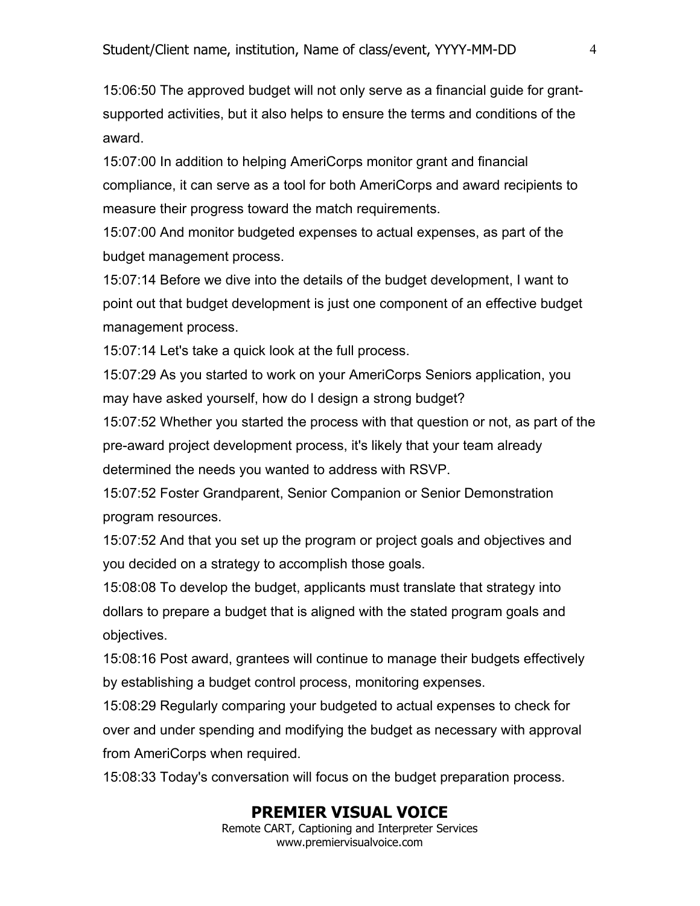15:06:50 The approved budget will not only serve as a financial guide for grant-supported activities, but it also helps to ensure the terms and conditions of the award.

15:07:00 In addition to helping AmeriCorps monitor grant and financial compliance, it can serve as a tool for both AmeriCorps and award recipients to measure their progress toward the match requirements.

15:07:00 And monitor budgeted expenses to actual expenses, as part of the budget management process.

15:07:14 Before we dive into the details of the budget development, I want to point out that budget development is just one component of an effective budget management process.

15:07:14 Let's take a quick look at the full process.

15:07:29 As you started to work on your AmeriCorps Seniors application, you may have asked yourself, how do I design a strong budget?

15:07:52 Whether you started the process with that question or not, as part of the pre-award project development process, it's likely that your team already determined the needs you wanted to address with RSVP.

15:07:52 Foster Grandparent, Senior Companion or Senior Demonstration program resources.

15:07:52 And that you set up the program or project goals and objectives and you decided on a strategy to accomplish those goals.

15:08:08 To develop the budget, applicants must translate that strategy into dollars to prepare a budget that is aligned with the stated program goals and objectives.

15:08:16 Post award, grantees will continue to manage their budgets effectively by establishing a budget control process, monitoring expenses.

15:08:29 Regularly comparing your budgeted to actual expenses to check for over and under spending and modifying the budget as necessary with approval from AmeriCorps when required.

15:08:33 Today's conversation will focus on the budget preparation process.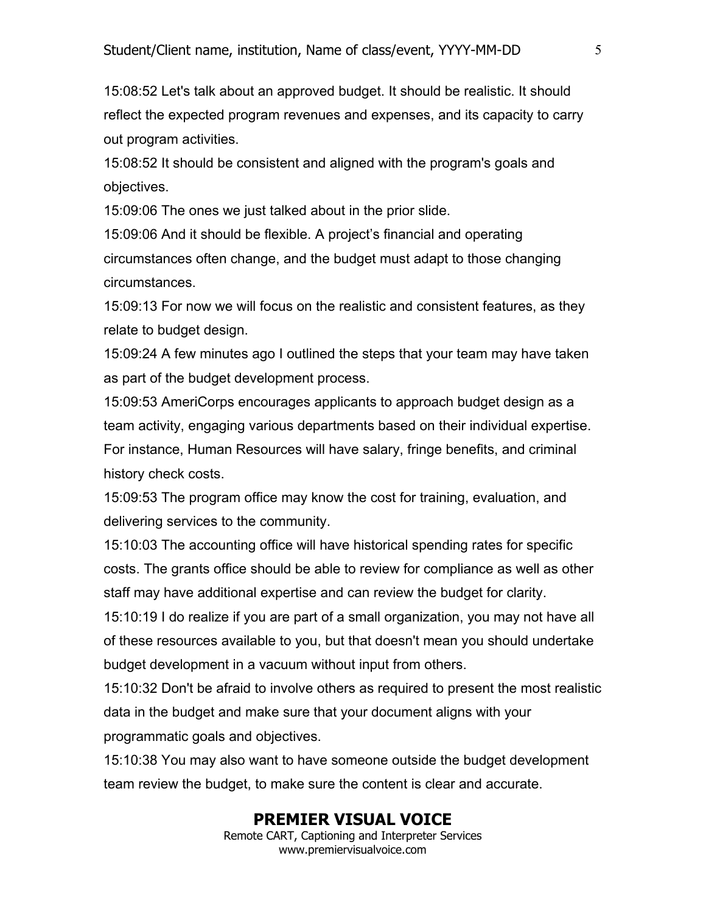15:08:52 Let's talk about an approved budget. It should be realistic. It should reflect the expected program revenues and expenses, and its capacity to carry out program activities.

15:08:52 It should be consistent and aligned with the program's goals and objectives.

15:09:06 The ones we just talked about in the prior slide.

15:09:06 And it should be flexible. A project's financial and operating circumstances often change, and the budget must adapt to those changing circumstances.

15:09:13 For now we will focus on the realistic and consistent features, as they relate to budget design.

15:09:24 A few minutes ago I outlined the steps that your team may have taken as part of the budget development process.

15:09:53 AmeriCorps encourages applicants to approach budget design as a team activity, engaging various departments based on their individual expertise. For instance, Human Resources will have salary, fringe benefits, and criminal history check costs.

15:09:53 The program office may know the cost for training, evaluation, and delivering services to the community.

15:10:03 The accounting office will have historical spending rates for specific costs. The grants office should be able to review for compliance as well as other staff may have additional expertise and can review the budget for clarity.

15:10:19 I do realize if you are part of a small organization, you may not have all of these resources available to you, but that doesn't mean you should undertake budget development in a vacuum without input from others.

15:10:32 Don't be afraid to involve others as required to present the most realistic data in the budget and make sure that your document aligns with your programmatic goals and objectives.

15:10:38 You may also want to have someone outside the budget development team review the budget, to make sure the content is clear and accurate.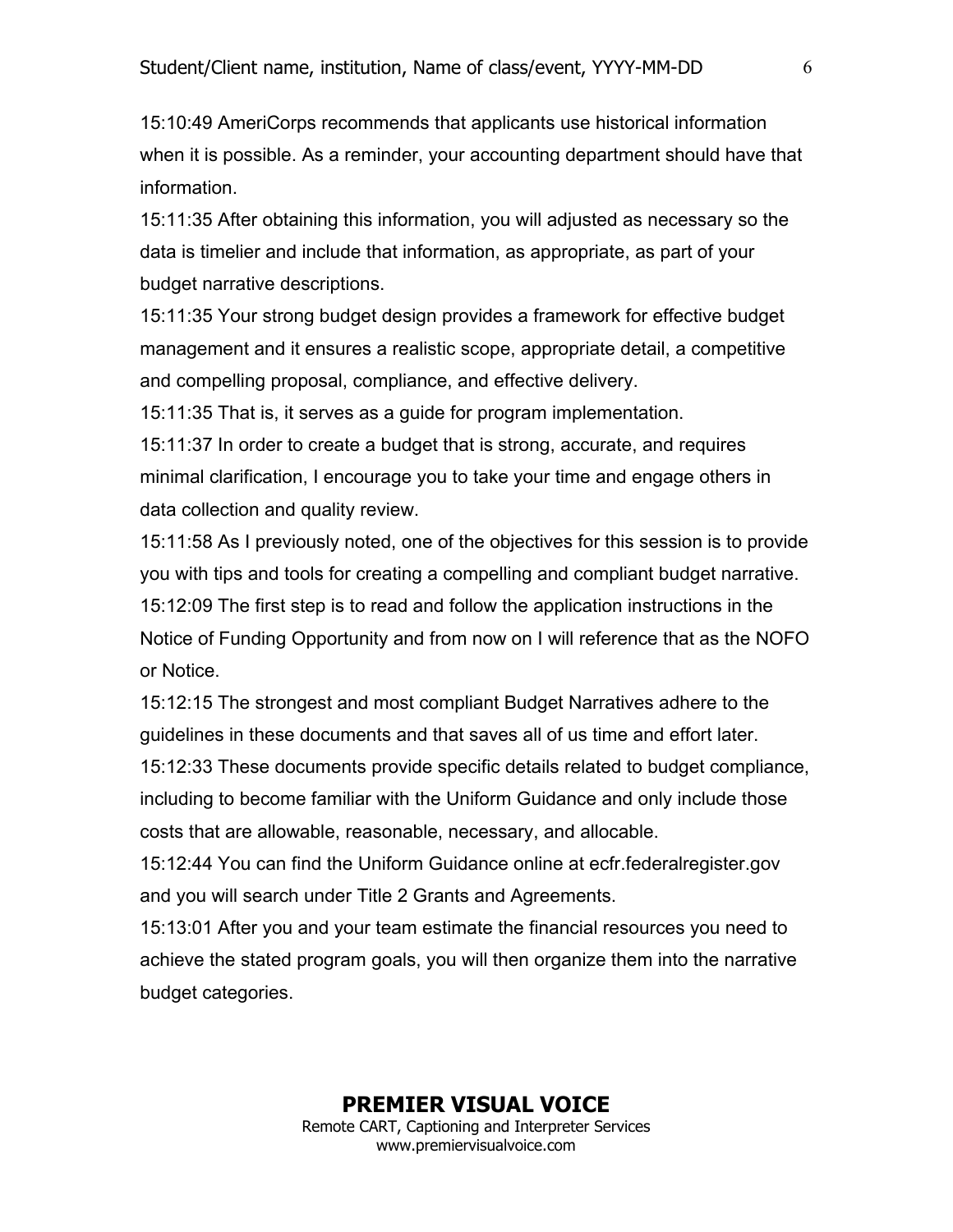15:10:49 AmeriCorps recommends that applicants use historical information when it is possible. As a reminder, your accounting department should have that information.

15:11:35 After obtaining this information, you will adjusted as necessary so the data is timelier and include that information, as appropriate, as part of your budget narrative descriptions.

15:11:35 Your strong budget design provides a framework for effective budget management and it ensures a realistic scope, appropriate detail, a competitive and compelling proposal, compliance, and effective delivery.

15:11:35 That is, it serves as a guide for program implementation.

15:11:37 In order to create a budget that is strong, accurate, and requires minimal clarification, I encourage you to take your time and engage others in data collection and quality review.

15:11:58 As I previously noted, one of the objectives for this session is to provide you with tips and tools for creating a compelling and compliant budget narrative.

15:12:09 The first step is to read and follow the application instructions in the Notice of Funding Opportunity and from now on I will reference that as the NOFO or Notice.

15:12:15 The strongest and most compliant Budget Narratives adhere to the guidelines in these documents and that saves all of us time and effort later.

15:12:33 These documents provide specific details related to budget compliance, including to become familiar with the Uniform Guidance and only include those costs that are allowable, reasonable, necessary, and allocable.

15:12:44 You can find the Uniform Guidance online at ecfr.federalregister.gov and you will search under Title 2 Grants and Agreements.

15:13:01 After you and your team estimate the financial resources you need to achieve the stated program goals, you will then organize them into the narrative budget categories.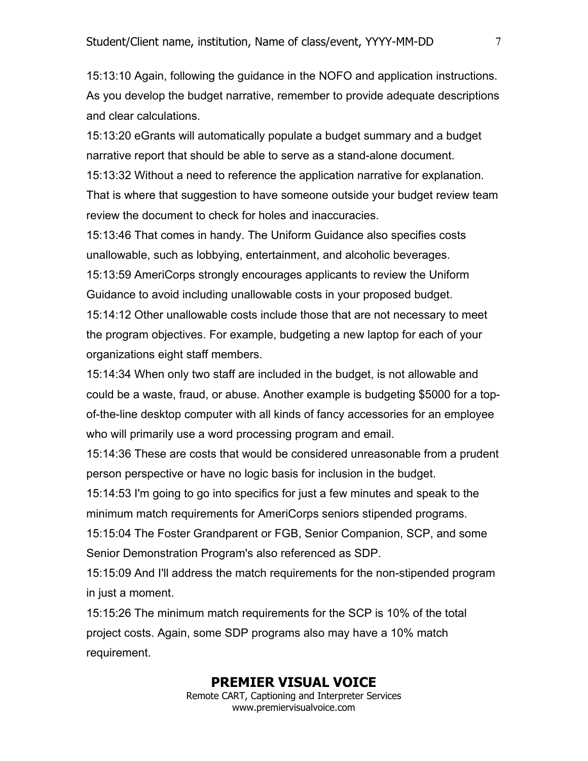15:13:10 Again, following the guidance in the NOFO and application instructions. As you develop the budget narrative, remember to provide adequate descriptions and clear calculations.

15:13:20 eGrants will automatically populate a budget summary and a budget narrative report that should be able to serve as a stand-alone document.

15:13:32 Without a need to reference the application narrative for explanation. That is where that suggestion to have someone outside your budget review team review the document to check for holes and inaccuracies.

15:13:46 That comes in handy. The Uniform Guidance also specifies costs unallowable, such as lobbying, entertainment, and alcoholic beverages.

15:13:59 AmeriCorps strongly encourages applicants to review the Uniform Guidance to avoid including unallowable costs in your proposed budget.

15:14:12 Other unallowable costs include those that are not necessary to meet the program objectives. For example, budgeting a new laptop for each of your organizations eight staff members.

15:14:34 When only two staff are included in the budget, is not allowable and could be a waste, fraud, or abuse. Another example is budgeting $5000 for a top-of-the-line desktop computer with all kinds of fancy accessories for an employee who will primarily use a word processing program and email.

15:14:36 These are costs that would be considered unreasonable from a prudent person perspective or have no logic basis for inclusion in the budget.

15:14:53 I'm going to go into specifics for just a few minutes and speak to the minimum match requirements for AmeriCorps seniors stipended programs.

15:15:04 The Foster Grandparent or FGB, Senior Companion, SCP, and some Senior Demonstration Program's also referenced as SDP.

15:15:09 And I'll address the match requirements for the non-stipended program in just a moment.

15:15:26 The minimum match requirements for the SCP is 10% of the total project costs. Again, some SDP programs also may have a 10% match requirement.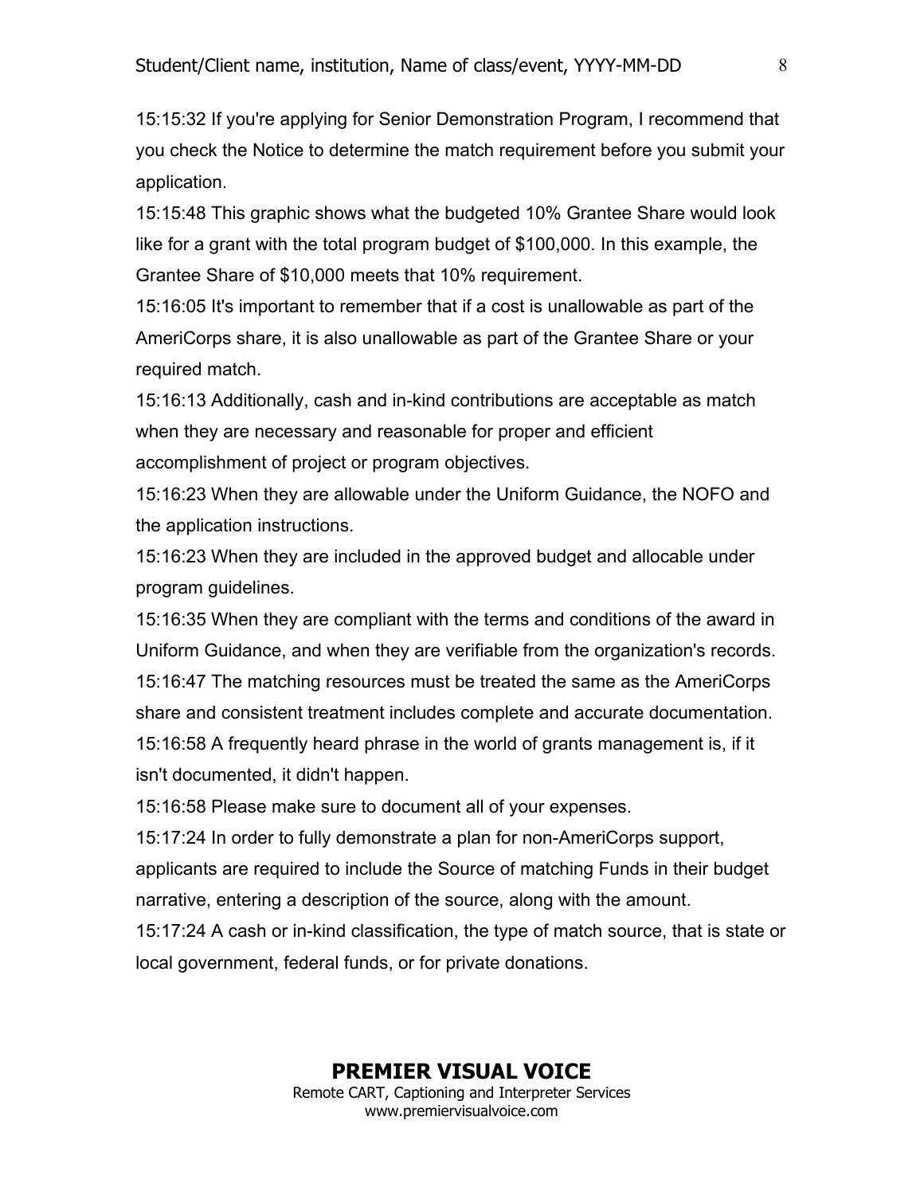15:15:32 If you're applying for Senior Demonstration Program, I recommend that you check the Notice to determine the match requirement before you submit your application.

15:15:48 This graphic shows what the budgeted 10% Grantee Share would look like for a grant with the total program budget of $100,000. In this example, the Grantee Share of $10,000 meets that 10% requirement.

15:16:05 It's important to remember that if a cost is unallowable as part of the AmeriCorps share, it is also unallowable as part of the Grantee Share or your required match.

15:16:13 Additionally, cash and in-kind contributions are acceptable as match when they are necessary and reasonable for proper and efficient accomplishment of project or program objectives.

15:16:23 When they are allowable under the Uniform Guidance, the NOFO and the application instructions.

15:16:23 When they are included in the approved budget and allocable under program guidelines.

15:16:35 When they are compliant with the terms and conditions of the award in Uniform Guidance, and when they are verifiable from the organization's records.

15:16:47 The matching resources must be treated the same as the AmeriCorps share and consistent treatment includes complete and accurate documentation.

15:16:58 A frequently heard phrase in the world of grants management is, if it isn't documented, it didn't happen.

15:16:58 Please make sure to document all of your expenses.

15:17:24 In order to fully demonstrate a plan for non-AmeriCorps support, applicants are required to include the Source of matching Funds in their budget narrative, entering a description of the source, along with the amount.

15:17:24 A cash or in-kind classification, the type of match source, that is state or local government, federal funds, or for private donations.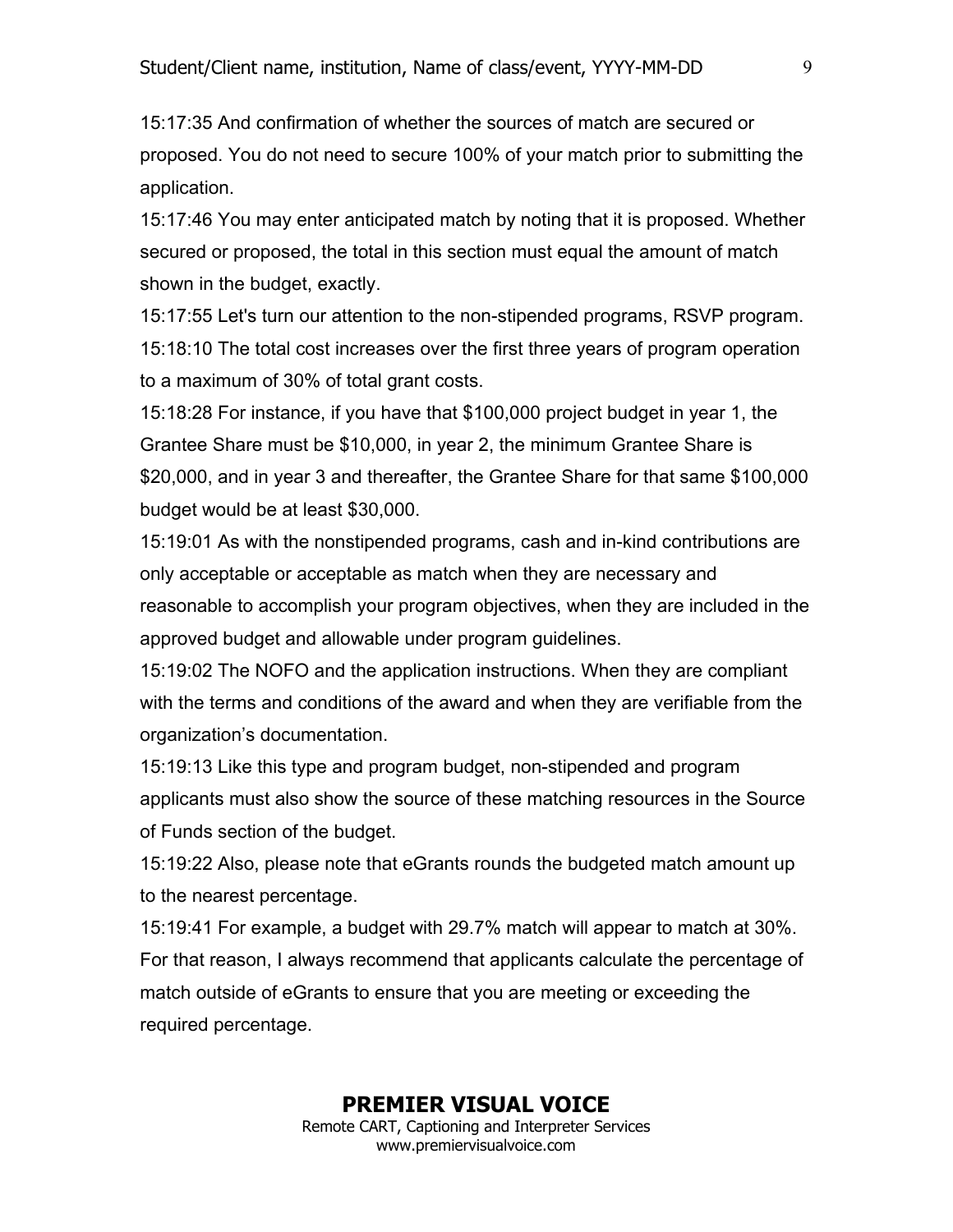15:17:35 And confirmation of whether the sources of match are secured or proposed. You do not need to secure 100% of your match prior to submitting the application.

15:17:46 You may enter anticipated match by noting that it is proposed. Whether secured or proposed, the total in this section must equal the amount of match shown in the budget, exactly.

15:17:55 Let's turn our attention to the non-stipended programs, RSVP program.

15:18:10 The total cost increases over the first three years of program operation to a maximum of 30% of total grant costs.

15:18:28 For instance, if you have that $100,000 project budget in year 1, the Grantee Share must be $10,000, in year 2, the minimum Grantee Share is $20,000, and in year 3 and thereafter, the Grantee Share for that same $100,000 budget would be at least $30,000.

15:19:01 As with the nonstipended programs, cash and in-kind contributions are only acceptable or acceptable as match when they are necessary and reasonable to accomplish your program objectives, when they are included in the approved budget and allowable under program guidelines.

15:19:02 The NOFO and the application instructions. When they are compliant with the terms and conditions of the award and when they are verifiable from the organization's documentation.

15:19:13 Like this type and program budget, non-stipended and program applicants must also show the source of these matching resources in the Source of Funds section of the budget.

15:19:22 Also, please note that eGrants rounds the budgeted match amount up to the nearest percentage.

15:19:41 For example, a budget with 29.7% match will appear to match at 30%. For that reason, I always recommend that applicants calculate the percentage of match outside of eGrants to ensure that you are meeting or exceeding the required percentage.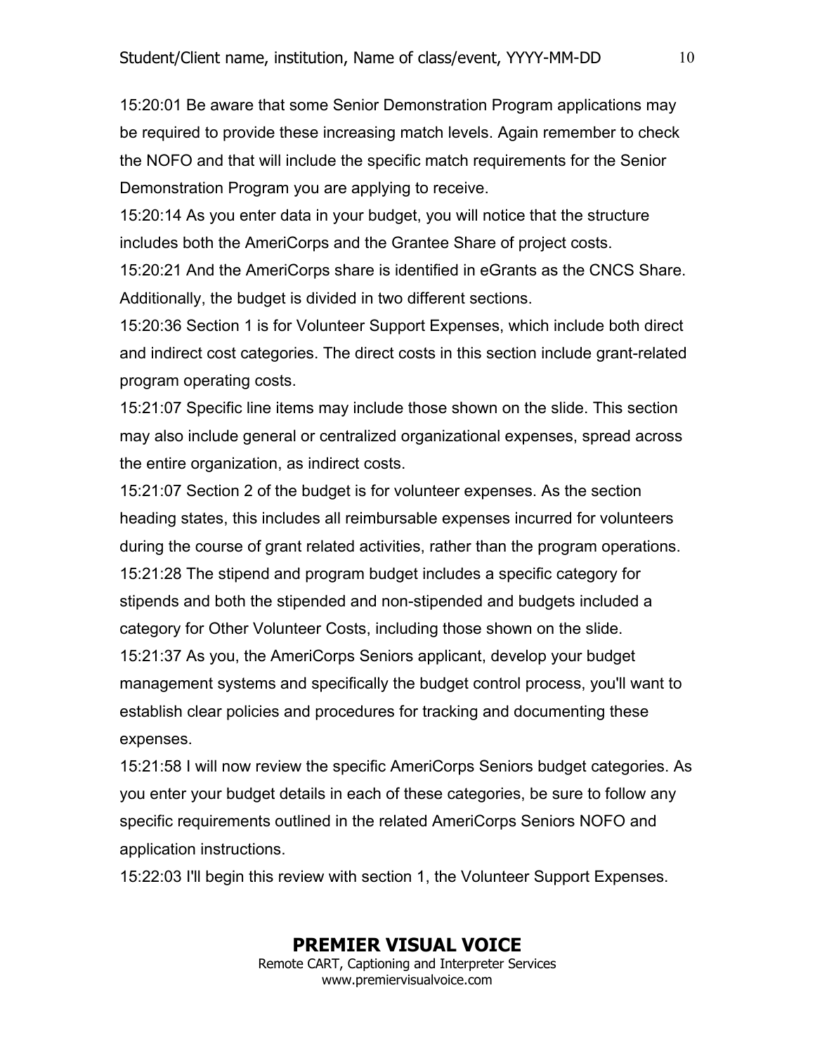15:20:01 Be aware that some Senior Demonstration Program applications may be required to provide these increasing match levels. Again remember to check the NOFO and that will include the specific match requirements for the Senior Demonstration Program you are applying to receive.
15:20:14 As you enter data in your budget, you will notice that the structure includes both the AmeriCorps and the Grantee Share of project costs.
15:20:21 And the AmeriCorps share is identified in eGrants as the CNCS Share. Additionally, the budget is divided in two different sections.
15:20:36 Section 1 is for Volunteer Support Expenses, which include both direct and indirect cost categories. The direct costs in this section include grant-related program operating costs.
15:21:07 Specific line items may include those shown on the slide. This section may also include general or centralized organizational expenses, spread across the entire organization, as indirect costs.
15:21:07 Section 2 of the budget is for volunteer expenses. As the section heading states, this includes all reimbursable expenses incurred for volunteers during the course of grant related activities, rather than the program operations.
15:21:28 The stipend and program budget includes a specific category for stipends and both the stipended and non-stipended and budgets included a category for Other Volunteer Costs, including those shown on the slide.
15:21:37 As you, the AmeriCorps Seniors applicant, develop your budget management systems and specifically the budget control process, you'll want to establish clear policies and procedures for tracking and documenting these expenses.
15:21:58 I will now review the specific AmeriCorps Seniors budget categories. As you enter your budget details in each of these categories, be sure to follow any specific requirements outlined in the related AmeriCorps Seniors NOFO and application instructions.
15:22:03 I'll begin this review with section 1, the Volunteer Support Expenses.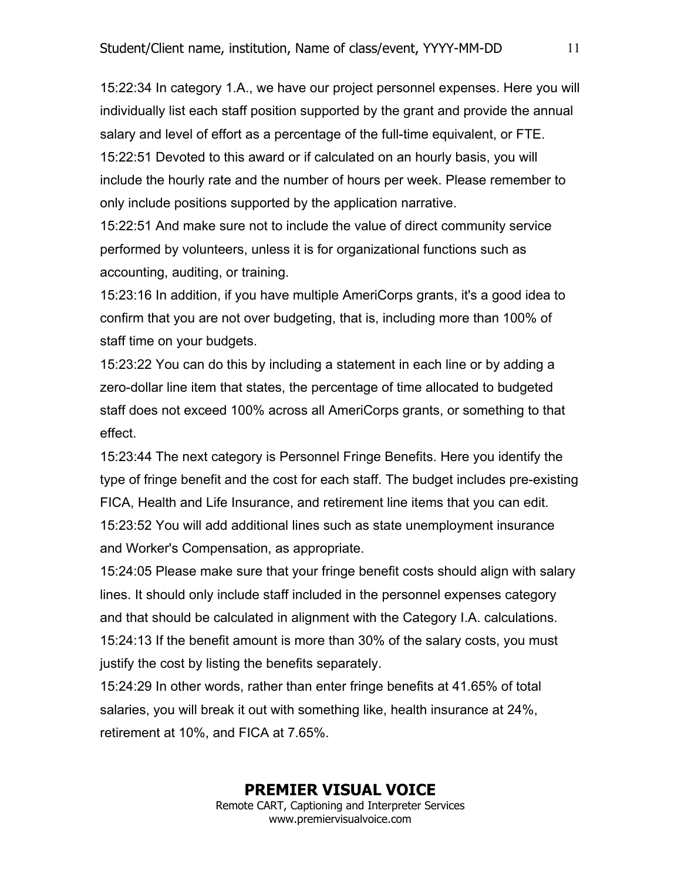15:22:34 In category 1.A., we have our project personnel expenses. Here you will individually list each staff position supported by the grant and provide the annual salary and level of effort as a percentage of the full-time equivalent, or FTE.

15:22:51 Devoted to this award or if calculated on an hourly basis, you will include the hourly rate and the number of hours per week. Please remember to only include positions supported by the application narrative.

15:22:51 And make sure not to include the value of direct community service performed by volunteers, unless it is for organizational functions such as accounting, auditing, or training.

15:23:16 In addition, if you have multiple AmeriCorps grants, it's a good idea to confirm that you are not over budgeting, that is, including more than 100% of staff time on your budgets.

15:23:22 You can do this by including a statement in each line or by adding a zero-dollar line item that states, the percentage of time allocated to budgeted staff does not exceed 100% across all AmeriCorps grants, or something to that effect.

15:23:44 The next category is Personnel Fringe Benefits. Here you identify the type of fringe benefit and the cost for each staff. The budget includes pre-existing FICA, Health and Life Insurance, and retirement line items that you can edit.

15:23:52 You will add additional lines such as state unemployment insurance and Worker's Compensation, as appropriate.

15:24:05 Please make sure that your fringe benefit costs should align with salary lines. It should only include staff included in the personnel expenses category and that should be calculated in alignment with the Category I.A. calculations.

15:24:13 If the benefit amount is more than 30% of the salary costs, you must justify the cost by listing the benefits separately.

15:24:29 In other words, rather than enter fringe benefits at 41.65% of total salaries, you will break it out with something like, health insurance at 24%, retirement at 10%, and FICA at 7.65%.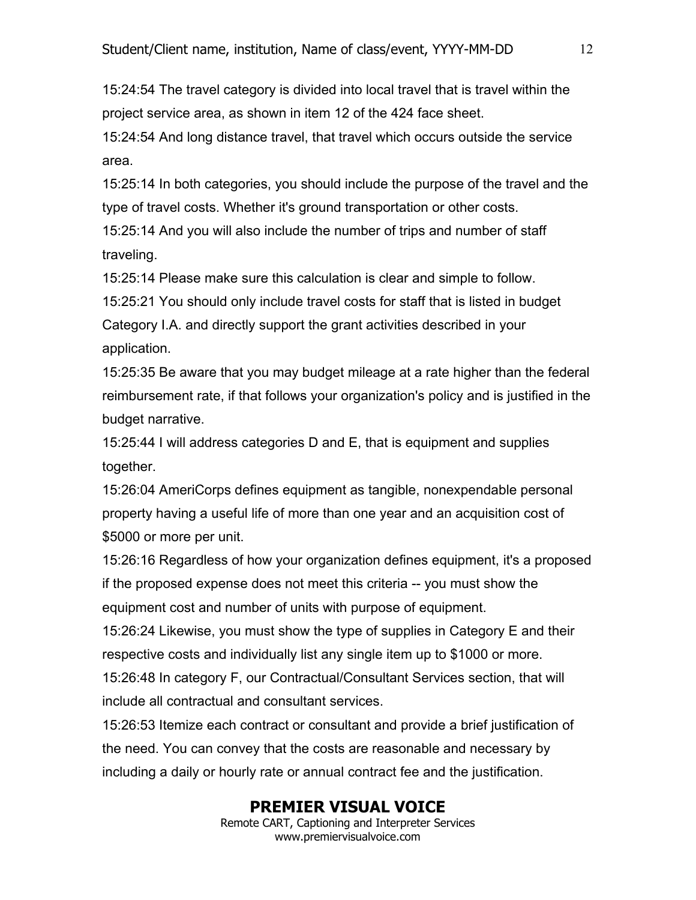15:24:54 The travel category is divided into local travel that is travel within the project service area, as shown in item 12 of the 424 face sheet.

15:24:54 And long distance travel, that travel which occurs outside the service area.

15:25:14 In both categories, you should include the purpose of the travel and the type of travel costs. Whether it's ground transportation or other costs.

15:25:14 And you will also include the number of trips and number of staff traveling.

15:25:14 Please make sure this calculation is clear and simple to follow.

15:25:21 You should only include travel costs for staff that is listed in budget Category I.A. and directly support the grant activities described in your application.

15:25:35 Be aware that you may budget mileage at a rate higher than the federal reimbursement rate, if that follows your organization's policy and is justified in the budget narrative.

15:25:44 I will address categories D and E, that is equipment and supplies together.

15:26:04 AmeriCorps defines equipment as tangible, nonexpendable personal property having a useful life of more than one year and an acquisition cost of $5000 or more per unit.

15:26:16 Regardless of how your organization defines equipment, it's a proposed if the proposed expense does not meet this criteria -- you must show the equipment cost and number of units with purpose of equipment.

15:26:24 Likewise, you must show the type of supplies in Category E and their respective costs and individually list any single item up to $1000 or more.

15:26:48 In category F, our Contractual/Consultant Services section, that will include all contractual and consultant services.

15:26:53 Itemize each contract or consultant and provide a brief justification of the need. You can convey that the costs are reasonable and necessary by including a daily or hourly rate or annual contract fee and the justification.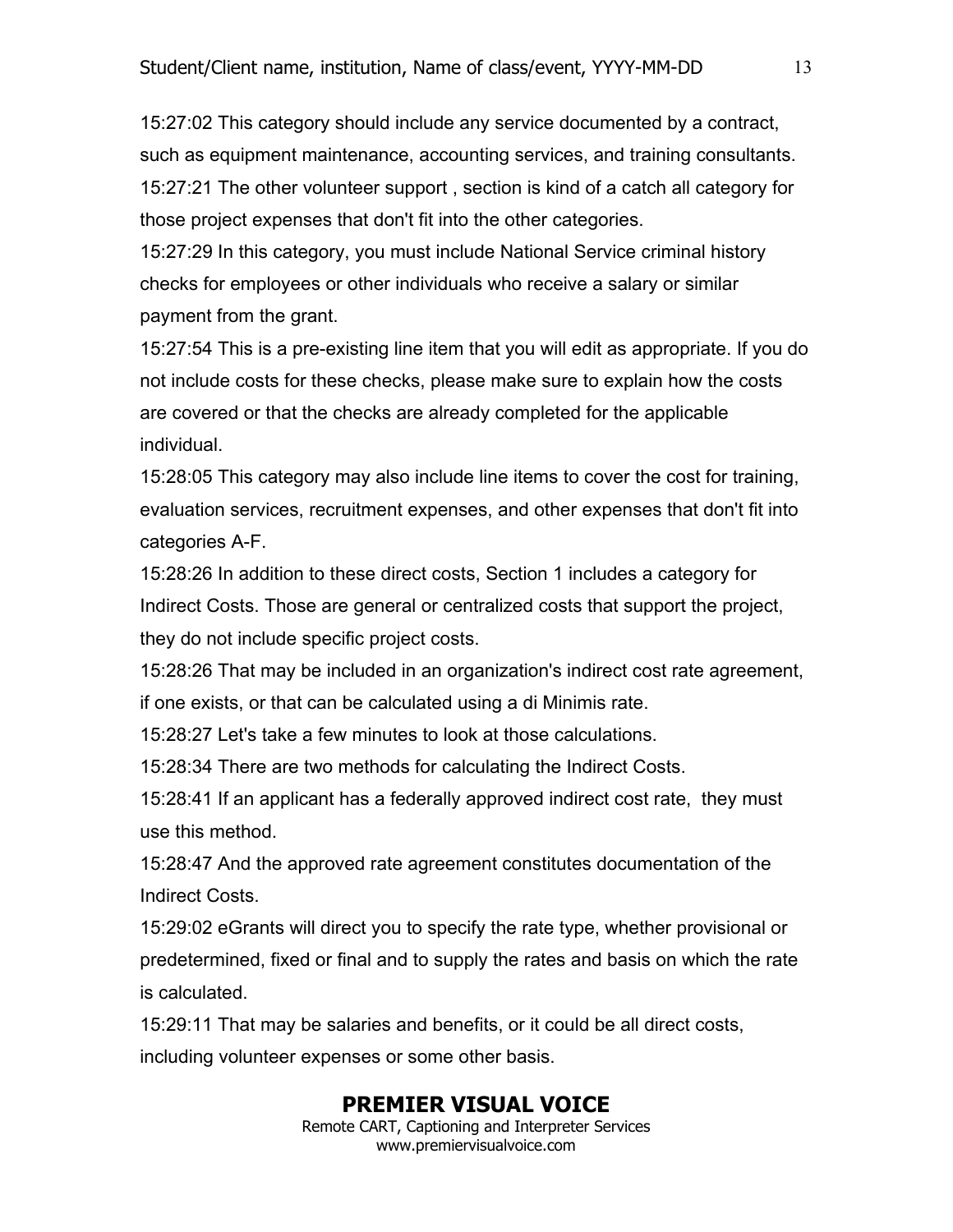15:27:02 This category should include any service documented by a contract, such as equipment maintenance, accounting services, and training consultants.
15:27:21 The other volunteer support , section is kind of a catch all category for those project expenses that don't fit into the other categories.
15:27:29 In this category, you must include National Service criminal history checks for employees or other individuals who receive a salary or similar payment from the grant.
15:27:54 This is a pre-existing line item that you will edit as appropriate. If you do not include costs for these checks, please make sure to explain how the costs are covered or that the checks are already completed for the applicable individual.
15:28:05 This category may also include line items to cover the cost for training, evaluation services, recruitment expenses, and other expenses that don't fit into categories A-F.
15:28:26 In addition to these direct costs, Section 1 includes a category for Indirect Costs. Those are general or centralized costs that support the project, they do not include specific project costs.
15:28:26 That may be included in an organization's indirect cost rate agreement, if one exists, or that can be calculated using a di Minimis rate.
15:28:27 Let's take a few minutes to look at those calculations.
15:28:34 There are two methods for calculating the Indirect Costs.
15:28:41 If an applicant has a federally approved indirect cost rate, they must use this method.
15:28:47 And the approved rate agreement constitutes documentation of the Indirect Costs.
15:29:02 eGrants will direct you to specify the rate type, whether provisional or predetermined, fixed or final and to supply the rates and basis on which the rate is calculated.
15:29:11 That may be salaries and benefits, or it could be all direct costs, including volunteer expenses or some other basis.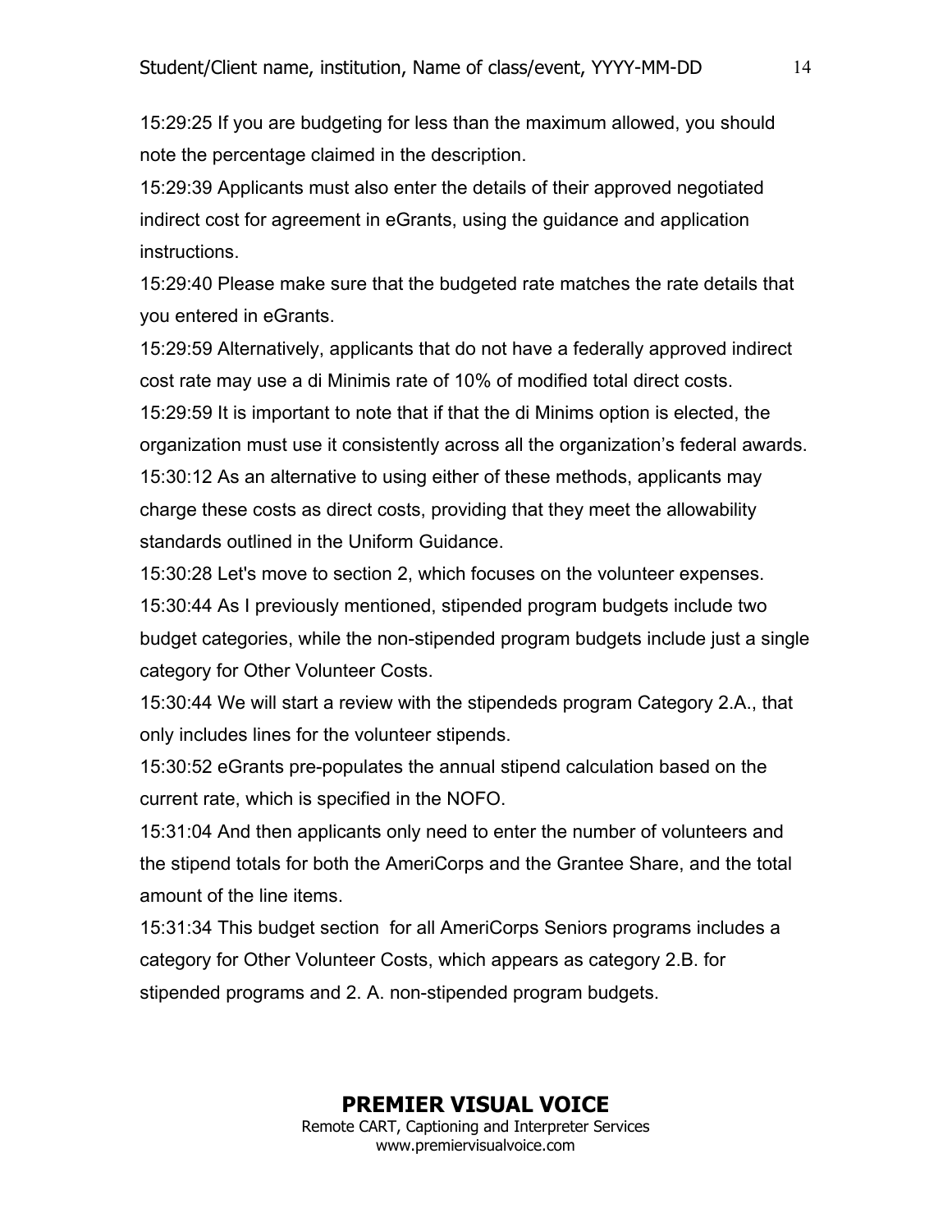15:29:25 If you are budgeting for less than the maximum allowed, you should note the percentage claimed in the description.

15:29:39 Applicants must also enter the details of their approved negotiated indirect cost for agreement in eGrants, using the guidance and application instructions.

15:29:40 Please make sure that the budgeted rate matches the rate details that you entered in eGrants.

15:29:59 Alternatively, applicants that do not have a federally approved indirect cost rate may use a di Minimis rate of 10% of modified total direct costs.

15:29:59 It is important to note that if that the di Minims option is elected, the organization must use it consistently across all the organization's federal awards.

15:30:12 As an alternative to using either of these methods, applicants may charge these costs as direct costs, providing that they meet the allowability standards outlined in the Uniform Guidance.

15:30:28 Let's move to section 2, which focuses on the volunteer expenses.

15:30:44 As I previously mentioned, stipended program budgets include two budget categories, while the non-stipended program budgets include just a single category for Other Volunteer Costs.

15:30:44 We will start a review with the stipendeds program Category 2.A., that only includes lines for the volunteer stipends.

15:30:52 eGrants pre-populates the annual stipend calculation based on the current rate, which is specified in the NOFO.

15:31:04 And then applicants only need to enter the number of volunteers and the stipend totals for both the AmeriCorps and the Grantee Share, and the total amount of the line items.

15:31:34 This budget section  for all AmeriCorps Seniors programs includes a category for Other Volunteer Costs, which appears as category 2.B. for stipended programs and 2. A. non-stipended program budgets.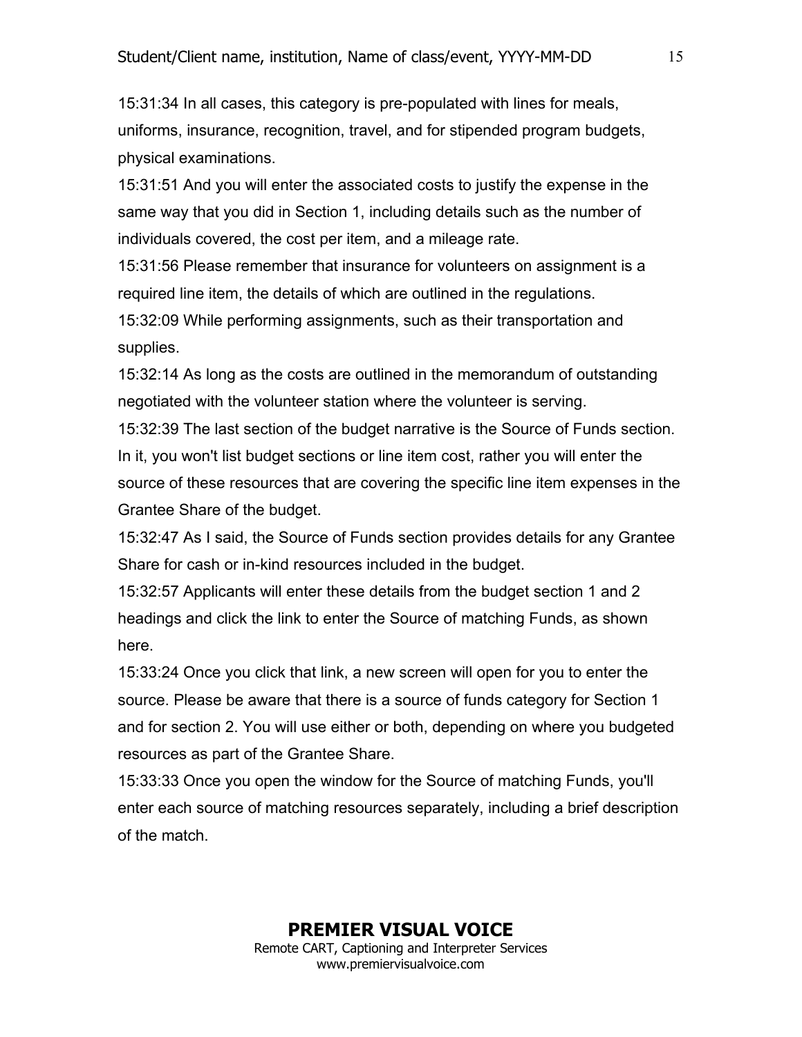15:31:34 In all cases, this category is pre-populated with lines for meals, uniforms, insurance, recognition, travel, and for stipended program budgets, physical examinations.

15:31:51 And you will enter the associated costs to justify the expense in the same way that you did in Section 1, including details such as the number of individuals covered, the cost per item, and a mileage rate.

15:31:56 Please remember that insurance for volunteers on assignment is a required line item, the details of which are outlined in the regulations.

15:32:09 While performing assignments, such as their transportation and supplies.

15:32:14 As long as the costs are outlined in the memorandum of outstanding negotiated with the volunteer station where the volunteer is serving.

15:32:39 The last section of the budget narrative is the Source of Funds section. In it, you won't list budget sections or line item cost, rather you will enter the source of these resources that are covering the specific line item expenses in the Grantee Share of the budget.

15:32:47 As I said, the Source of Funds section provides details for any Grantee Share for cash or in-kind resources included in the budget.

15:32:57 Applicants will enter these details from the budget section 1 and 2 headings and click the link to enter the Source of matching Funds, as shown here.

15:33:24 Once you click that link, a new screen will open for you to enter the source. Please be aware that there is a source of funds category for Section 1 and for section 2. You will use either or both, depending on where you budgeted resources as part of the Grantee Share.

15:33:33 Once you open the window for the Source of matching Funds, you'll enter each source of matching resources separately, including a brief description of the match.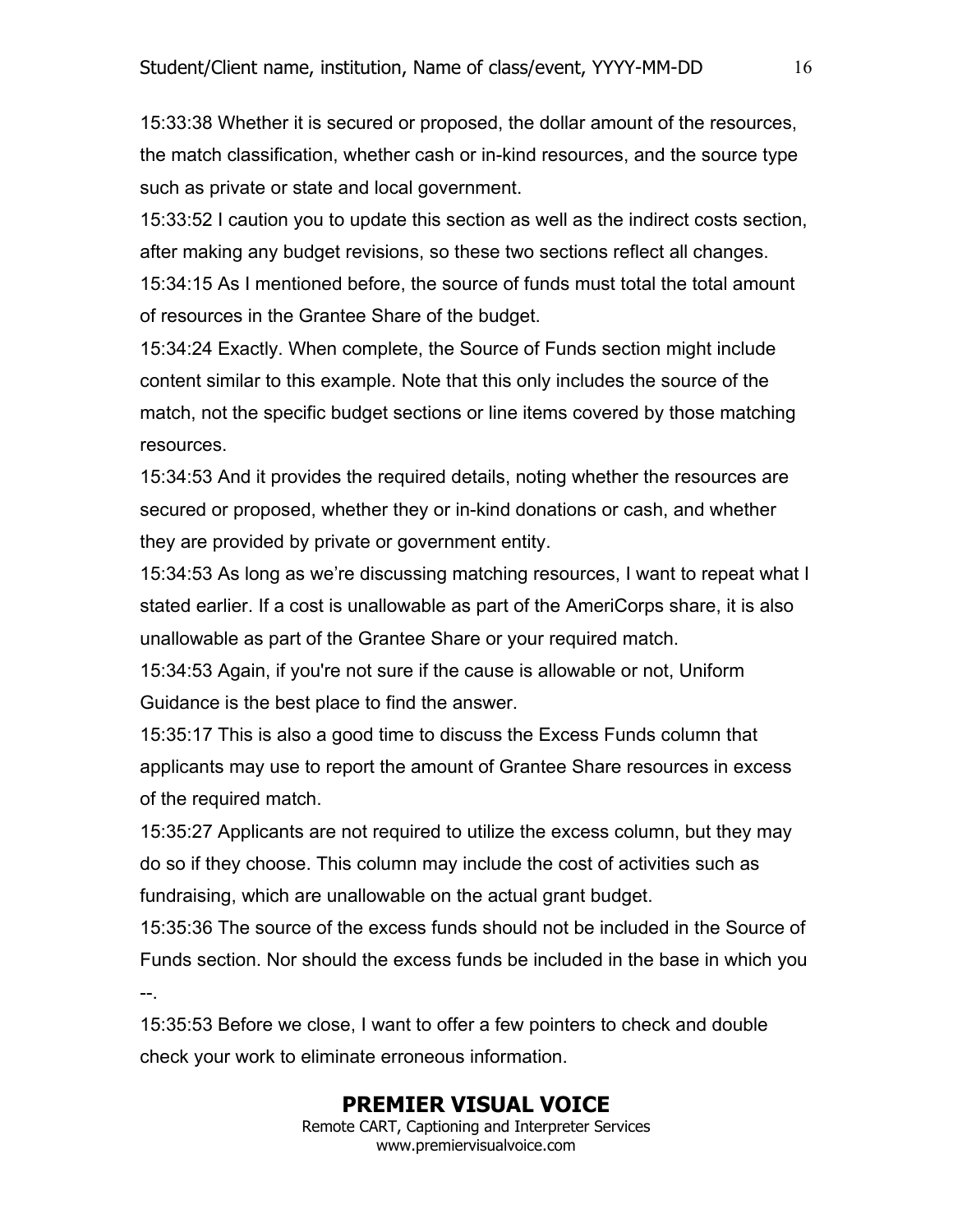15:33:38 Whether it is secured or proposed, the dollar amount of the resources, the match classification, whether cash or in-kind resources, and the source type such as private or state and local government.

15:33:52 I caution you to update this section as well as the indirect costs section, after making any budget revisions, so these two sections reflect all changes.

15:34:15 As I mentioned before, the source of funds must total the total amount of resources in the Grantee Share of the budget.

15:34:24 Exactly. When complete, the Source of Funds section might include content similar to this example. Note that this only includes the source of the match, not the specific budget sections or line items covered by those matching resources.

15:34:53 And it provides the required details, noting whether the resources are secured or proposed, whether they or in-kind donations or cash, and whether they are provided by private or government entity.

15:34:53 As long as we're discussing matching resources, I want to repeat what I stated earlier. If a cost is unallowable as part of the AmeriCorps share, it is also unallowable as part of the Grantee Share or your required match.

15:34:53 Again, if you're not sure if the cause is allowable or not, Uniform Guidance is the best place to find the answer.

15:35:17 This is also a good time to discuss the Excess Funds column that applicants may use to report the amount of Grantee Share resources in excess of the required match.

15:35:27 Applicants are not required to utilize the excess column, but they may do so if they choose. This column may include the cost of activities such as fundraising, which are unallowable on the actual grant budget.

15:35:36 The source of the excess funds should not be included in the Source of Funds section. Nor should the excess funds be included in the base in which you --.

15:35:53 Before we close, I want to offer a few pointers to check and double check your work to eliminate erroneous information.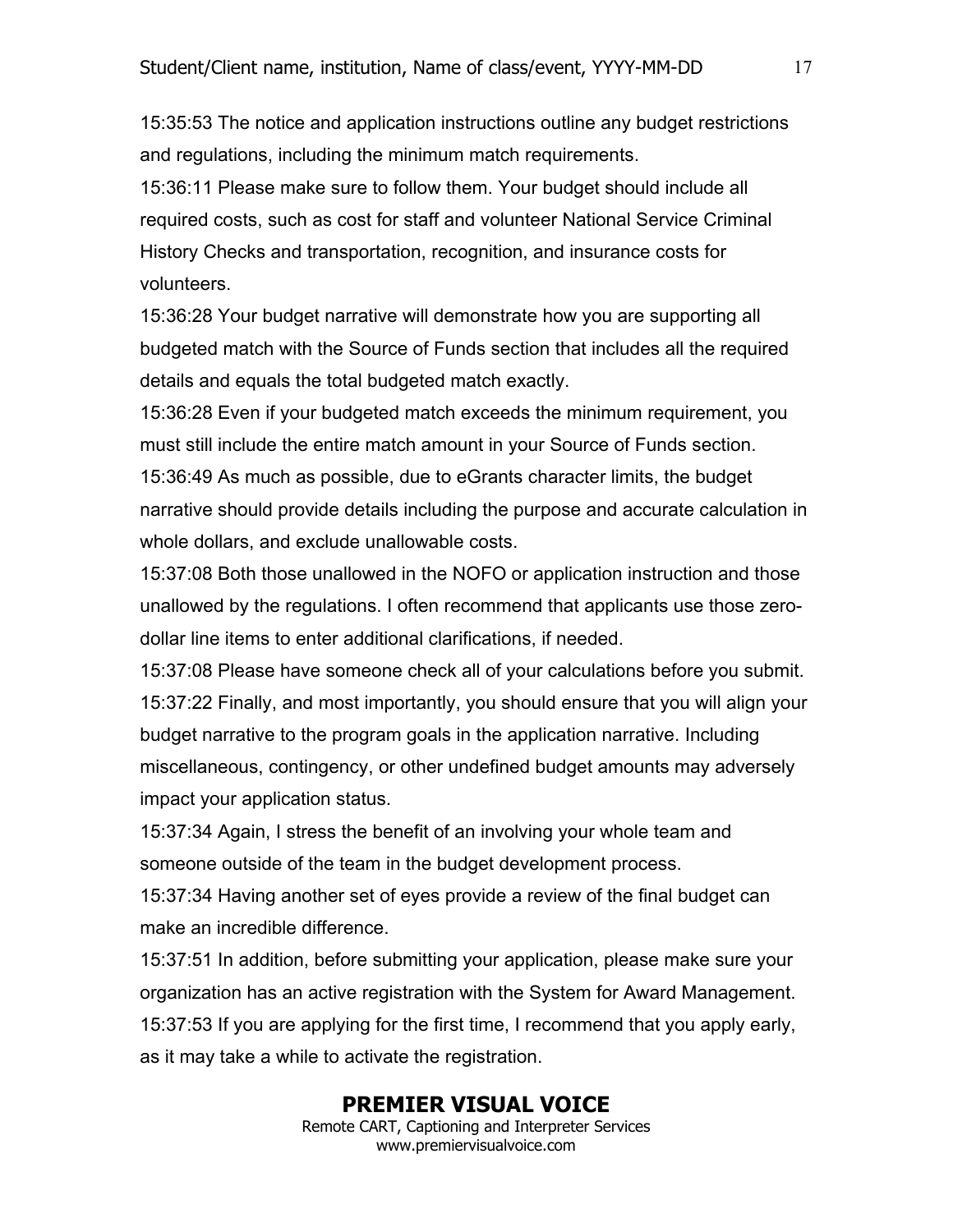15:35:53 The notice and application instructions outline any budget restrictions and regulations, including the minimum match requirements.

15:36:11 Please make sure to follow them. Your budget should include all required costs, such as cost for staff and volunteer National Service Criminal History Checks and transportation, recognition, and insurance costs for volunteers.

15:36:28 Your budget narrative will demonstrate how you are supporting all budgeted match with the Source of Funds section that includes all the required details and equals the total budgeted match exactly.

15:36:28 Even if your budgeted match exceeds the minimum requirement, you must still include the entire match amount in your Source of Funds section.

15:36:49 As much as possible, due to eGrants character limits, the budget narrative should provide details including the purpose and accurate calculation in whole dollars, and exclude unallowable costs.

15:37:08 Both those unallowed in the NOFO or application instruction and those unallowed by the regulations. I often recommend that applicants use those zero-dollar line items to enter additional clarifications, if needed.

15:37:08 Please have someone check all of your calculations before you submit.

15:37:22 Finally, and most importantly, you should ensure that you will align your budget narrative to the program goals in the application narrative. Including miscellaneous, contingency, or other undefined budget amounts may adversely impact your application status.

15:37:34 Again, I stress the benefit of an involving your whole team and someone outside of the team in the budget development process.

15:37:34 Having another set of eyes provide a review of the final budget can make an incredible difference.

15:37:51 In addition, before submitting your application, please make sure your organization has an active registration with the System for Award Management.

15:37:53 If you are applying for the first time, I recommend that you apply early, as it may take a while to activate the registration.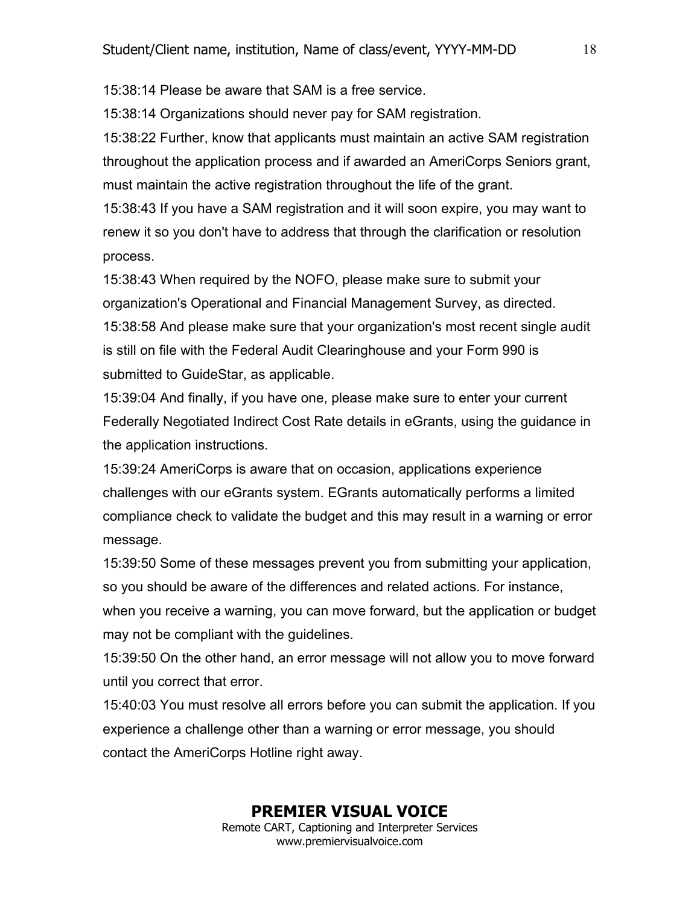15:38:14 Please be aware that SAM is a free service.

15:38:14 Organizations should never pay for SAM registration.

15:38:22 Further, know that applicants must maintain an active SAM registration throughout the application process and if awarded an AmeriCorps Seniors grant, must maintain the active registration throughout the life of the grant.

15:38:43 If you have a SAM registration and it will soon expire, you may want to renew it so you don't have to address that through the clarification or resolution process.

15:38:43 When required by the NOFO, please make sure to submit your organization's Operational and Financial Management Survey, as directed.

15:38:58 And please make sure that your organization's most recent single audit is still on file with the Federal Audit Clearinghouse and your Form 990 is submitted to GuideStar, as applicable.

15:39:04 And finally, if you have one, please make sure to enter your current Federally Negotiated Indirect Cost Rate details in eGrants, using the guidance in the application instructions.

15:39:24 AmeriCorps is aware that on occasion, applications experience challenges with our eGrants system. EGrants automatically performs a limited compliance check to validate the budget and this may result in a warning or error message.

15:39:50 Some of these messages prevent you from submitting your application, so you should be aware of the differences and related actions. For instance, when you receive a warning, you can move forward, but the application or budget may not be compliant with the guidelines.

15:39:50 On the other hand, an error message will not allow you to move forward until you correct that error.

15:40:03 You must resolve all errors before you can submit the application. If you experience a challenge other than a warning or error message, you should contact the AmeriCorps Hotline right away.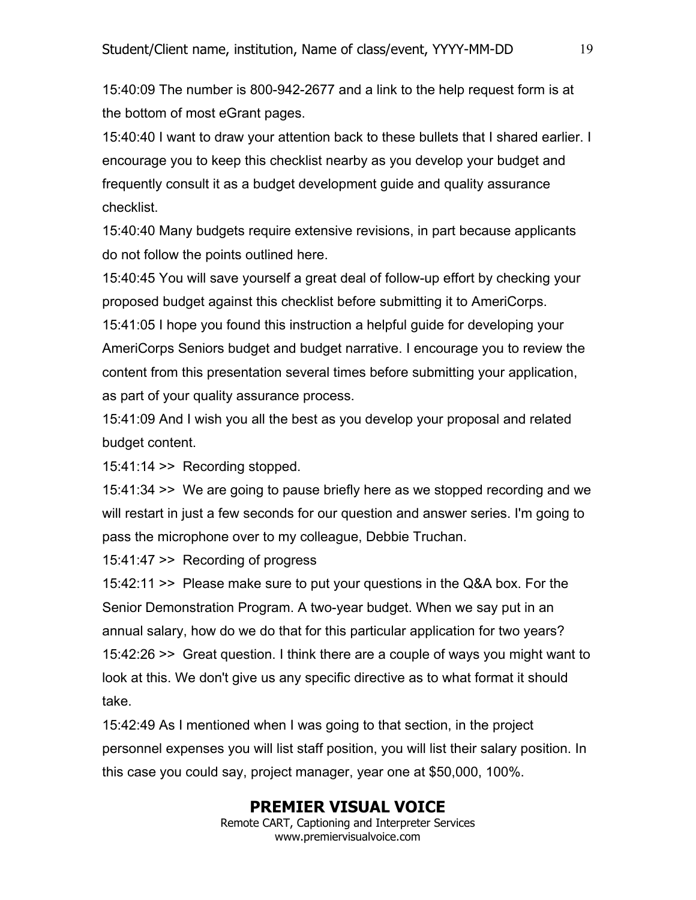15:40:09 The number is 800-942-2677 and a link to the help request form is at the bottom of most eGrant pages.

15:40:40 I want to draw your attention back to these bullets that I shared earlier. I encourage you to keep this checklist nearby as you develop your budget and frequently consult it as a budget development guide and quality assurance checklist.

15:40:40 Many budgets require extensive revisions, in part because applicants do not follow the points outlined here.

15:40:45 You will save yourself a great deal of follow-up effort by checking your proposed budget against this checklist before submitting it to AmeriCorps.

15:41:05 I hope you found this instruction a helpful guide for developing your AmeriCorps Seniors budget and budget narrative. I encourage you to review the content from this presentation several times before submitting your application, as part of your quality assurance process.

15:41:09 And I wish you all the best as you develop your proposal and related budget content.

15:41:14 >> Recording stopped.

15:41:34 >> We are going to pause briefly here as we stopped recording and we will restart in just a few seconds for our question and answer series. I'm going to pass the microphone over to my colleague, Debbie Truchan.

15:41:47 >> Recording of progress

15:42:11 >> Please make sure to put your questions in the Q&A box. For the Senior Demonstration Program. A two-year budget. When we say put in an annual salary, how do we do that for this particular application for two years?

15:42:26 >> Great question. I think there are a couple of ways you might want to look at this. We don't give us any specific directive as to what format it should take.

15:42:49 As I mentioned when I was going to that section, in the project personnel expenses you will list staff position, you will list their salary position. In this case you could say, project manager, year one at $50,000, 100%.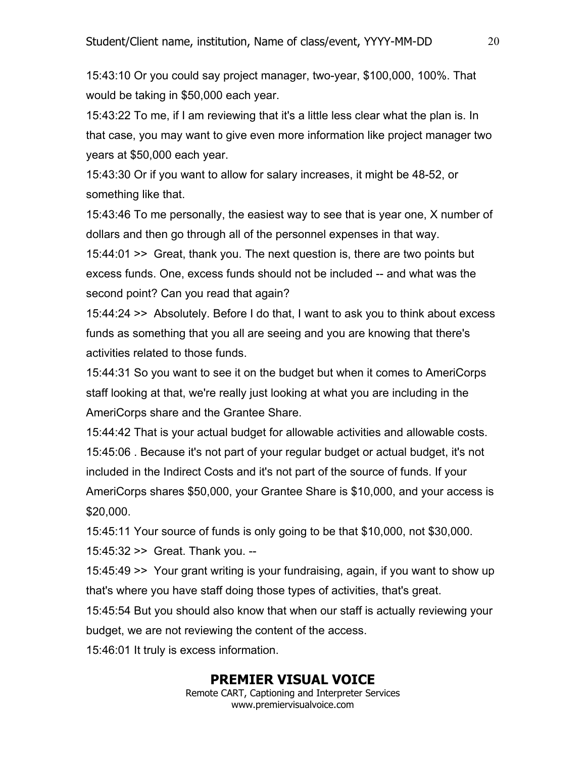15:43:10 Or you could say project manager, two-year, $100,000, 100%. That would be taking in $50,000 each year.

15:43:22 To me, if I am reviewing that it's a little less clear what the plan is. In that case, you may want to give even more information like project manager two years at $50,000 each year.

15:43:30 Or if you want to allow for salary increases, it might be 48-52, or something like that.

15:43:46 To me personally, the easiest way to see that is year one, X number of dollars and then go through all of the personnel expenses in that way.

15:44:01 >> Great, thank you. The next question is, there are two points but excess funds. One, excess funds should not be included -- and what was the second point? Can you read that again?

15:44:24 >> Absolutely. Before I do that, I want to ask you to think about excess funds as something that you all are seeing and you are knowing that there's activities related to those funds.

15:44:31 So you want to see it on the budget but when it comes to AmeriCorps staff looking at that, we're really just looking at what you are including in the AmeriCorps share and the Grantee Share.

15:44:42 That is your actual budget for allowable activities and allowable costs.

15:45:06 . Because it's not part of your regular budget or actual budget, it's not included in the Indirect Costs and it's not part of the source of funds. If your AmeriCorps shares $50,000, your Grantee Share is $10,000, and your access is $20,000.

15:45:11 Your source of funds is only going to be that $10,000, not $30,000.

15:45:32 >> Great. Thank you. --

15:45:49 >> Your grant writing is your fundraising, again, if you want to show up that's where you have staff doing those types of activities, that's great.

15:45:54 But you should also know that when our staff is actually reviewing your budget, we are not reviewing the content of the access.

15:46:01 It truly is excess information.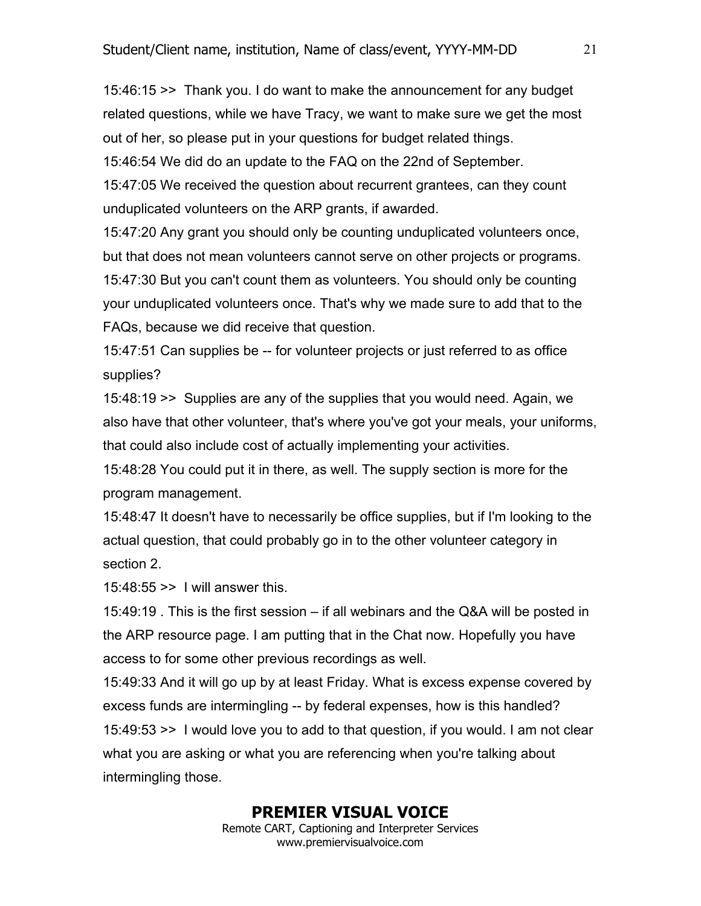15:46:15 >> Thank you. I do want to make the announcement for any budget related questions, while we have Tracy, we want to make sure we get the most out of her, so please put in your questions for budget related things.

15:46:54 We did do an update to the FAQ on the 22nd of September.

15:47:05 We received the question about recurrent grantees, can they count unduplicated volunteers on the ARP grants, if awarded.

15:47:20 Any grant you should only be counting unduplicated volunteers once, but that does not mean volunteers cannot serve on other projects or programs.

15:47:30 But you can't count them as volunteers. You should only be counting your unduplicated volunteers once. That's why we made sure to add that to the FAQs, because we did receive that question.

15:47:51 Can supplies be -- for volunteer projects or just referred to as office supplies?

15:48:19 >> Supplies are any of the supplies that you would need. Again, we also have that other volunteer, that's where you've got your meals, your uniforms, that could also include cost of actually implementing your activities.

15:48:28 You could put it in there, as well. The supply section is more for the program management.

15:48:47 It doesn't have to necessarily be office supplies, but if I'm looking to the actual question, that could probably go in to the other volunteer category in section 2.

15:48:55 >> I will answer this.

15:49:19 . This is the first session – if all webinars and the Q&A will be posted in the ARP resource page. I am putting that in the Chat now. Hopefully you have access to for some other previous recordings as well.

15:49:33 And it will go up by at least Friday. What is excess expense covered by excess funds are intermingling -- by federal expenses, how is this handled?

15:49:53 >> I would love you to add to that question, if you would. I am not clear what you are asking or what you are referencing when you're talking about intermingling those.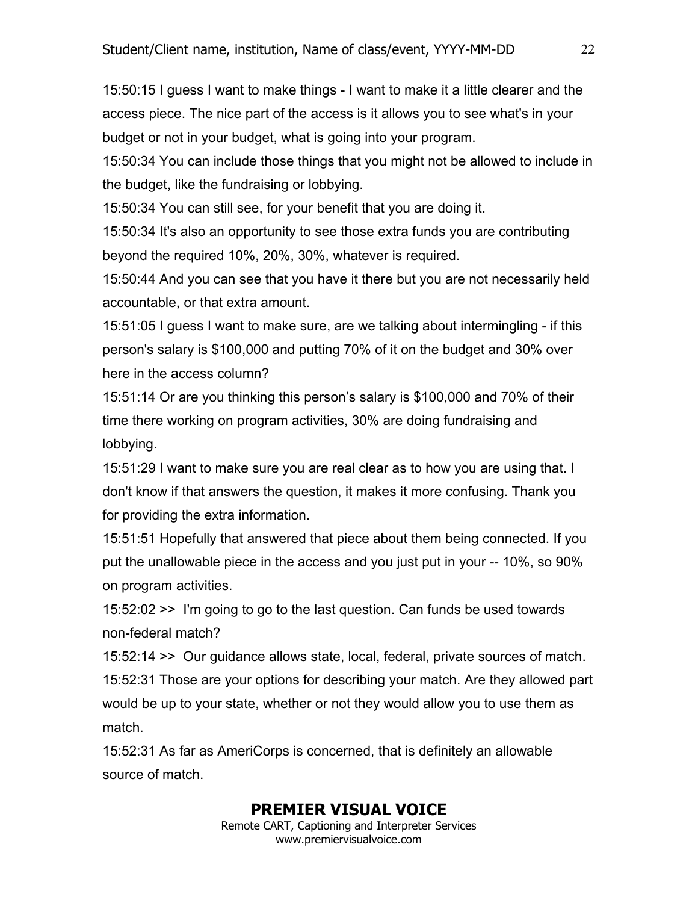15:50:15 I guess I want to make things - I want to make it a little clearer and the access piece. The nice part of the access is it allows you to see what's in your budget or not in your budget, what is going into your program.

15:50:34 You can include those things that you might not be allowed to include in the budget, like the fundraising or lobbying.

15:50:34 You can still see, for your benefit that you are doing it.

15:50:34 It's also an opportunity to see those extra funds you are contributing beyond the required 10%, 20%, 30%, whatever is required.

15:50:44 And you can see that you have it there but you are not necessarily held accountable, or that extra amount.

15:51:05 I guess I want to make sure, are we talking about intermingling - if this person's salary is $100,000 and putting 70% of it on the budget and 30% over here in the access column?

15:51:14 Or are you thinking this person's salary is $100,000 and 70% of their time there working on program activities, 30% are doing fundraising and lobbying.

15:51:29 I want to make sure you are real clear as to how you are using that. I don't know if that answers the question, it makes it more confusing. Thank you for providing the extra information.

15:51:51 Hopefully that answered that piece about them being connected. If you put the unallowable piece in the access and you just put in your -- 10%, so 90% on program activities.

15:52:02 >>  I'm going to go to the last question. Can funds be used towards non-federal match?

15:52:14 >>  Our guidance allows state, local, federal, private sources of match.

15:52:31 Those are your options for describing your match. Are they allowed part would be up to your state, whether or not they would allow you to use them as match.

15:52:31 As far as AmeriCorps is concerned, that is definitely an allowable source of match.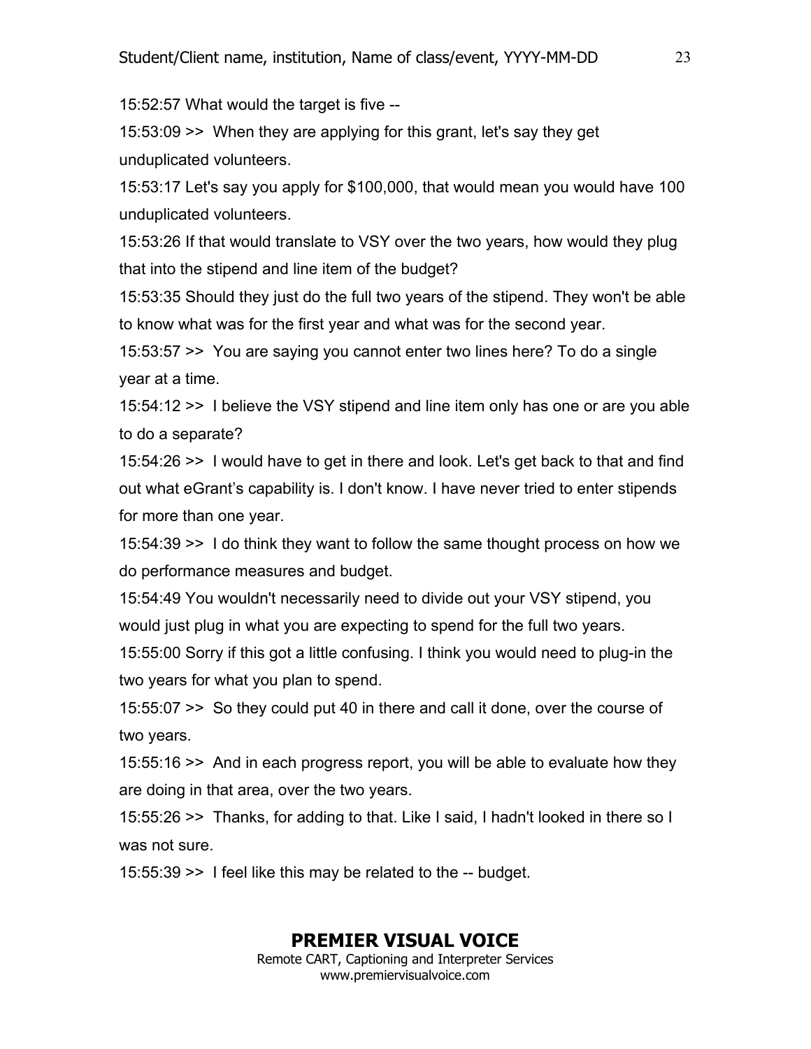15:52:57 What would the target is five --

15:53:09 >> When they are applying for this grant, let's say they get unduplicated volunteers.

15:53:17 Let's say you apply for $100,000, that would mean you would have 100 unduplicated volunteers.

15:53:26 If that would translate to VSY over the two years, how would they plug that into the stipend and line item of the budget?

15:53:35 Should they just do the full two years of the stipend. They won't be able to know what was for the first year and what was for the second year.

15:53:57 >> You are saying you cannot enter two lines here? To do a single year at a time.

15:54:12 >> I believe the VSY stipend and line item only has one or are you able to do a separate?

15:54:26 >> I would have to get in there and look. Let's get back to that and find out what eGrant’s capability is. I don't know. I have never tried to enter stipends for more than one year.

15:54:39 >> I do think they want to follow the same thought process on how we do performance measures and budget.

15:54:49 You wouldn't necessarily need to divide out your VSY stipend, you would just plug in what you are expecting to spend for the full two years.

15:55:00 Sorry if this got a little confusing. I think you would need to plug-in the two years for what you plan to spend.

15:55:07 >> So they could put 40 in there and call it done, over the course of two years.

15:55:16 >> And in each progress report, you will be able to evaluate how they are doing in that area, over the two years.

15:55:26 >> Thanks, for adding to that. Like I said, I hadn't looked in there so I was not sure.

15:55:39 >> I feel like this may be related to the -- budget.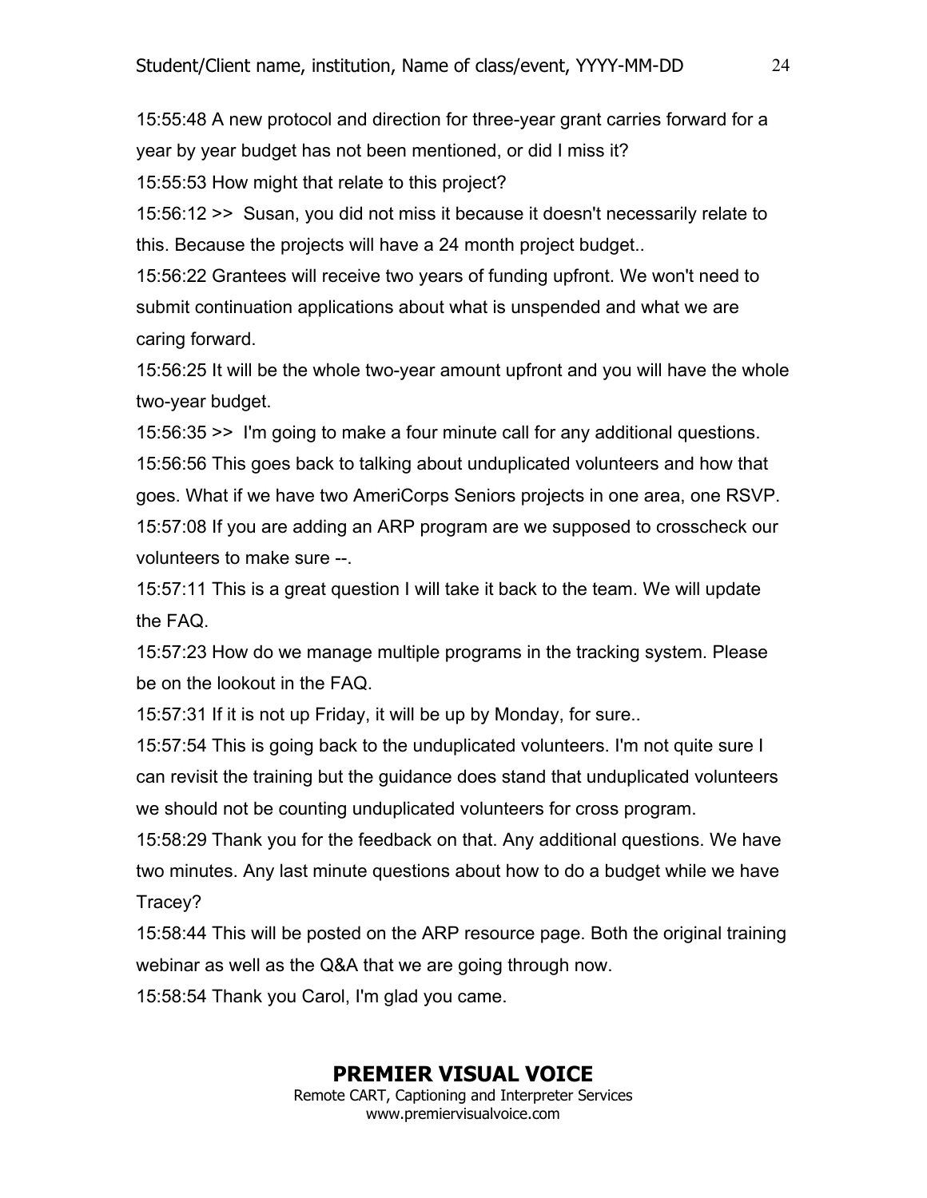15:55:48 A new protocol and direction for three-year grant carries forward for a year by year budget has not been mentioned, or did I miss it?

15:55:53 How might that relate to this project?

15:56:12 >>  Susan, you did not miss it because it doesn't necessarily relate to this. Because the projects will have a 24 month project budget..

15:56:22 Grantees will receive two years of funding upfront. We won't need to submit continuation applications about what is unspended and what we are caring forward.

15:56:25 It will be the whole two-year amount upfront and you will have the whole two-year budget.

15:56:35 >>  I'm going to make a four minute call for any additional questions.

15:56:56 This goes back to talking about unduplicated volunteers and how that goes. What if we have two AmeriCorps Seniors projects in one area, one RSVP.

15:57:08 If you are adding an ARP program are we supposed to crosscheck our volunteers to make sure --.

15:57:11 This is a great question I will take it back to the team. We will update the FAQ.

15:57:23 How do we manage multiple programs in the tracking system. Please be on the lookout in the FAQ.

15:57:31 If it is not up Friday, it will be up by Monday, for sure..

15:57:54 This is going back to the unduplicated volunteers. I'm not quite sure I can revisit the training but the guidance does stand that unduplicated volunteers we should not be counting unduplicated volunteers for cross program.

15:58:29 Thank you for the feedback on that. Any additional questions. We have two minutes. Any last minute questions about how to do a budget while we have Tracey?

15:58:44 This will be posted on the ARP resource page. Both the original training webinar as well as the Q&A that we are going through now.

15:58:54 Thank you Carol, I'm glad you came.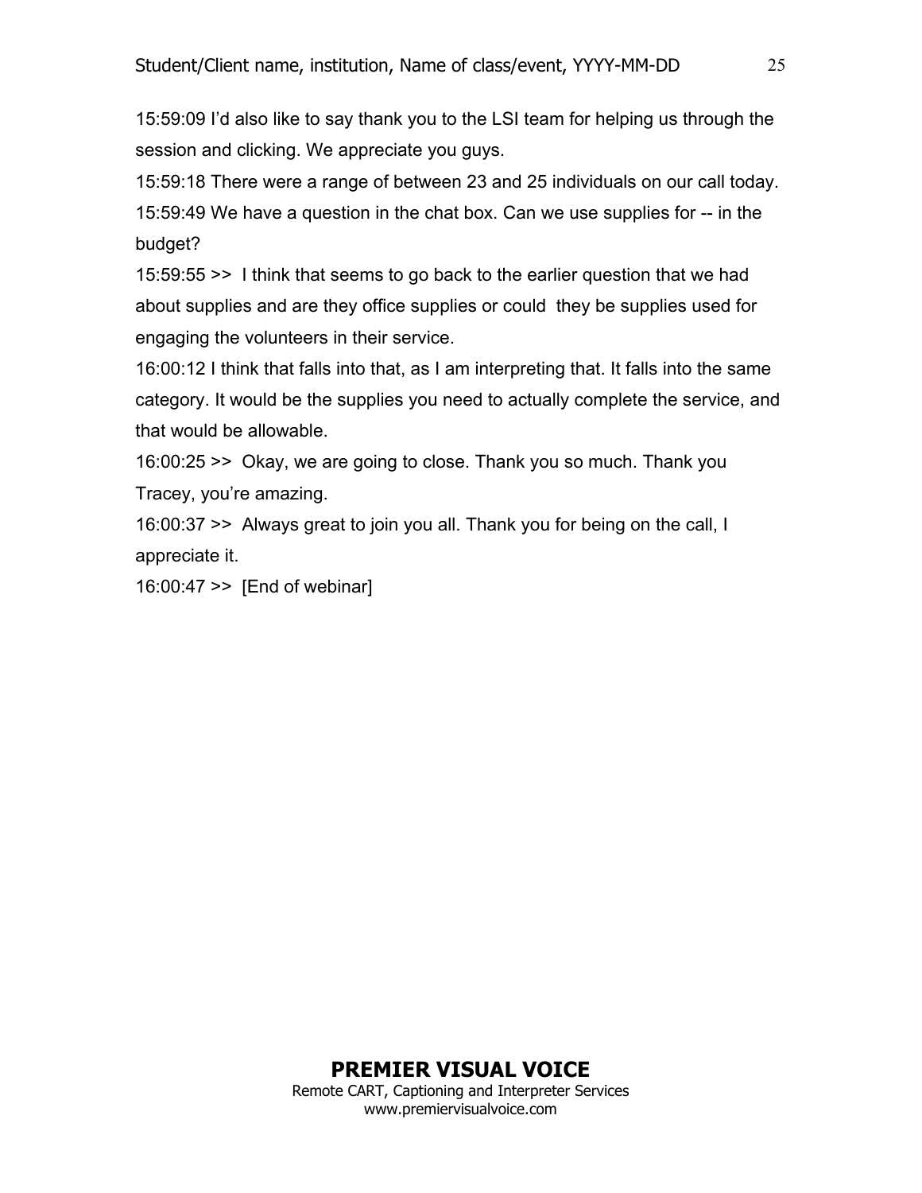15:59:09 I’d also like to say thank you to the LSI team for helping us through the session and clicking. We appreciate you guys.

15:59:18 There were a range of between 23 and 25 individuals on our call today.

15:59:49 We have a question in the chat box. Can we use supplies for -- in the budget?

15:59:55 >>  I think that seems to go back to the earlier question that we had about supplies and are they office supplies or could  they be supplies used for engaging the volunteers in their service.

16:00:12 I think that falls into that, as I am interpreting that. It falls into the same category. It would be the supplies you need to actually complete the service, and that would be allowable.

16:00:25 >>  Okay, we are going to close. Thank you so much. Thank you Tracey, you’re amazing.

16:00:37 >>  Always great to join you all. Thank you for being on the call, I appreciate it.

16:00:47 >>  [End of webinar]

**PREMIER VISUAL VOICE**
Remote CART, Captioning and Interpreter Services
www.premiervisualvoice.com